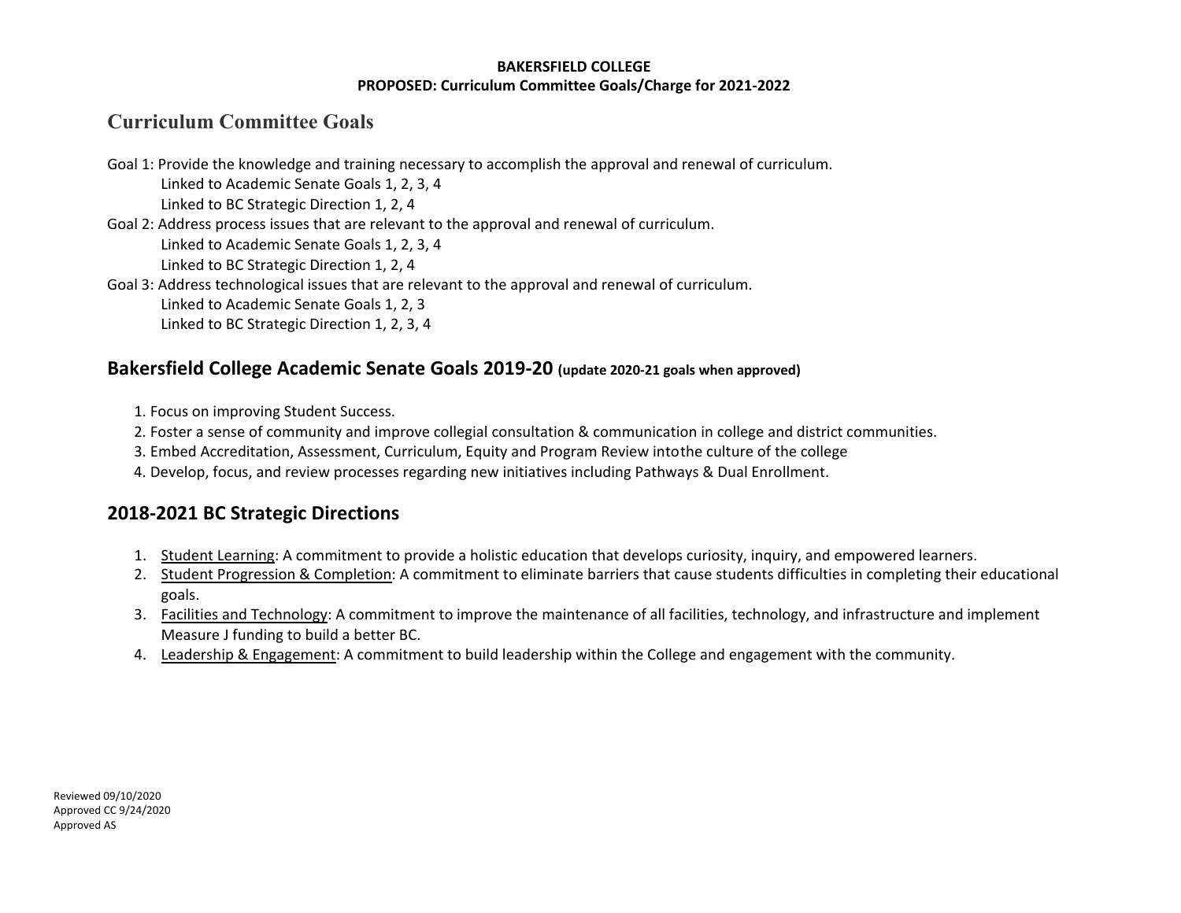**BAKERSFIELD COLLEGE**
**PROPOSED: Curriculum Committee Goals/Charge for 2021-2022**

## Curriculum Committee Goals

Goal 1: Provide the knowledge and training necessary to accomplish the approval and renewal of curriculum.
  Linked to Academic Senate Goals 1, 2, 3, 4
  Linked to BC Strategic Direction 1, 2, 4

Goal 2: Address process issues that are relevant to the approval and renewal of curriculum.
  Linked to Academic Senate Goals 1, 2, 3, 4
  Linked to BC Strategic Direction 1, 2, 4

Goal 3: Address technological issues that are relevant to the approval and renewal of curriculum.
  Linked to Academic Senate Goals 1, 2, 3
  Linked to BC Strategic Direction 1, 2, 3, 4

## Bakersfield College Academic Senate Goals 2019-20 (update 2020-21 goals when approved)

1. Focus on improving Student Success.
2. Foster a sense of community and improve collegial consultation & communication in college and district communities.
3. Embed Accreditation, Assessment, Curriculum, Equity and Program Review intothe culture of the college
4. Develop, focus, and review processes regarding new initiatives including Pathways & Dual Enrollment.

## 2018-2021 BC Strategic Directions

1. Student Learning: A commitment to provide a holistic education that develops curiosity, inquiry, and empowered learners.
2. Student Progression & Completion: A commitment to eliminate barriers that cause students difficulties in completing their educational goals.
3. Facilities and Technology: A commitment to improve the maintenance of all facilities, technology, and infrastructure and implement Measure J funding to build a better BC.
4. Leadership & Engagement: A commitment to build leadership within the College and engagement with the community.

Reviewed 09/10/2020
Approved CC 9/24/2020
Approved AS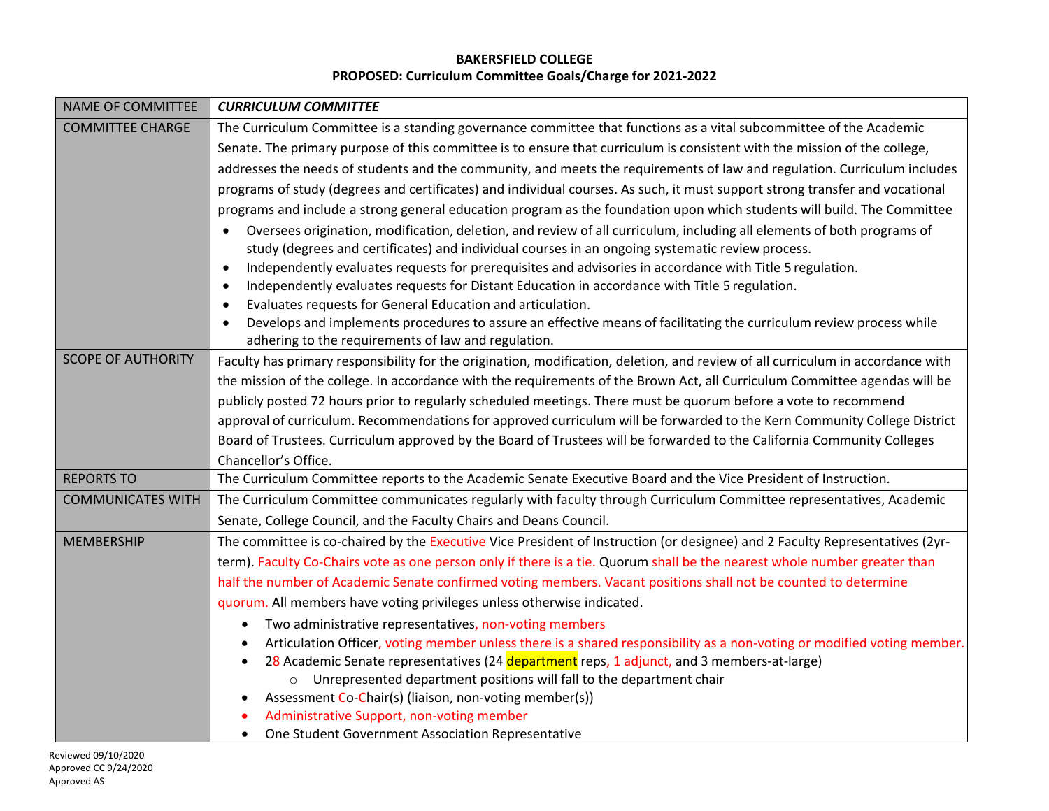**BAKERSFIELD COLLEGE**
**PROPOSED: Curriculum Committee Goals/Charge for 2021-2022**

| | |
|---|---|
| NAME OF COMMITTEE | ***CURRICULUM COMMITTEE*** |
| COMMITTEE CHARGE | The Curriculum Committee is a standing governance committee that functions as a vital subcommittee of the Academic Senate. The primary purpose of this committee is to ensure that curriculum is consistent with the mission of the college, addresses the needs of students and the community, and meets the requirements of law and regulation. Curriculum includes programs of study (degrees and certificates) and individual courses. As such, it must support strong transfer and vocational programs and include a strong general education program as the foundation upon which students will build. The Committee<br>• Oversees origination, modification, deletion, and review of all curriculum, including all elements of both programs of study (degrees and certificates) and individual courses in an ongoing systematic review process.<br>• Independently evaluates requests for prerequisites and advisories in accordance with Title 5 regulation.<br>• Independently evaluates requests for Distant Education in accordance with Title 5 regulation.<br>• Evaluates requests for General Education and articulation.<br>• Develops and implements procedures to assure an effective means of facilitating the curriculum review process while adhering to the requirements of law and regulation. |
| SCOPE OF AUTHORITY | Faculty has primary responsibility for the origination, modification, deletion, and review of all curriculum in accordance with the mission of the college. In accordance with the requirements of the Brown Act, all Curriculum Committee agendas will be publicly posted 72 hours prior to regularly scheduled meetings. There must be quorum before a vote to recommend approval of curriculum. Recommendations for approved curriculum will be forwarded to the Kern Community College District Board of Trustees. Curriculum approved by the Board of Trustees will be forwarded to the California Community Colleges Chancellor's Office. |
| REPORTS TO | The Curriculum Committee reports to the Academic Senate Executive Board and the Vice President of Instruction. |
| COMMUNICATES WITH | The Curriculum Committee communicates regularly with faculty through Curriculum Committee representatives, Academic Senate, College Council, and the Faculty Chairs and Deans Council. |
| MEMBERSHIP | The committee is co-chaired by the ~~Executive~~ Vice President of Instruction (or designee) and 2 Faculty Representatives (2yr-term). Faculty Co-Chairs vote as one person only if there is a tie. Quorum shall be the nearest whole number greater than half the number of Academic Senate confirmed voting members. Vacant positions shall not be counted to determine quorum. All members have voting privileges unless otherwise indicated.<br>• Two administrative representatives, non-voting members<br>• Articulation Officer, voting member unless there is a shared responsibility as a non-voting or modified voting member.<br>• 28 Academic Senate representatives (24 department reps, 1 adjunct, and 3 members-at-large)<br>&nbsp;&nbsp;&nbsp;&nbsp;○ Unrepresented department positions will fall to the department chair<br>• Assessment Co-Chair(s) (liaison, non-voting member(s))<br>• Administrative Support, non-voting member<br>• One Student Government Association Representative |

Reviewed 09/10/2020
Approved CC 9/24/2020
Approved AS